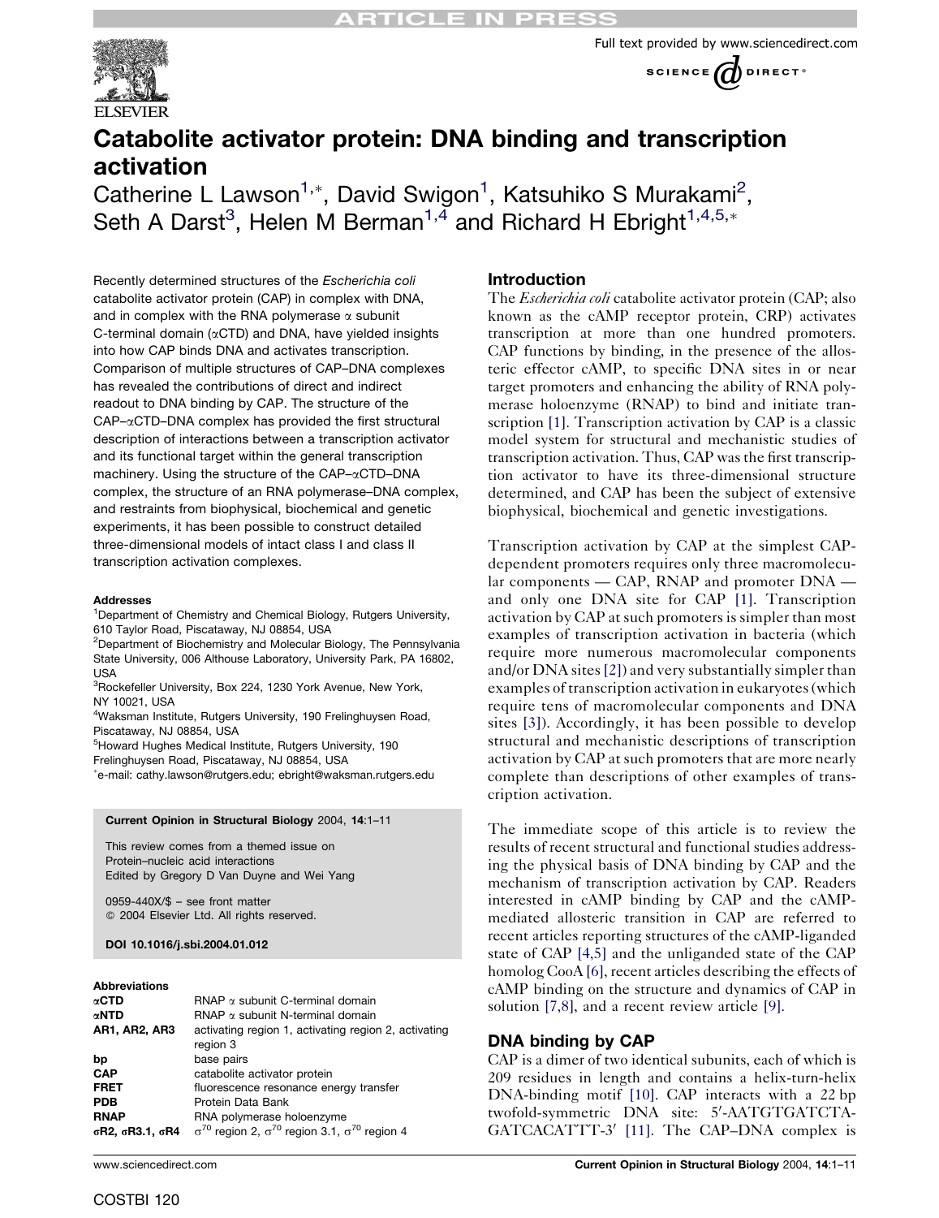# Catabolite activator protein: DNA binding and transcription activation

Catherine L Lawson[1,*], David Swigon[1], Katsuhiko S Murakami[2], Seth A Darst[3], Helen M Berman[1,4] and Richard H Ebright[1,4,5,*]

Recently determined structures of the *Escherichia coli* catabolite activator protein (CAP) in complex with DNA, and in complex with the RNA polymerase α subunit C-terminal domain (αCTD) and DNA, have yielded insights into how CAP binds DNA and activates transcription. Comparison of multiple structures of CAP–DNA complexes has revealed the contributions of direct and indirect readout to DNA binding by CAP. The structure of the CAP–αCTD–DNA complex has provided the first structural description of interactions between a transcription activator and its functional target within the general transcription machinery. Using the structure of the CAP–αCTD–DNA complex, the structure of an RNA polymerase–DNA complex, and restraints from biophysical, biochemical and genetic experiments, it has been possible to construct detailed three-dimensional models of intact class I and class II transcription activation complexes.

**Addresses**

[1]Department of Chemistry and Chemical Biology, Rutgers University, 610 Taylor Road, Piscataway, NJ 08854, USA
[2]Department of Biochemistry and Molecular Biology, The Pennsylvania State University, 006 Althouse Laboratory, University Park, PA 16802, USA
[3]Rockefeller University, Box 224, 1230 York Avenue, New York, NY 10021, USA
[4]Waksman Institute, Rutgers University, 190 Frelinghuysen Road, Piscataway, NJ 08854, USA
[5]Howard Hughes Medical Institute, Rutgers University, 190 Frelinghuysen Road, Piscataway, NJ 08854, USA
*e-mail: cathy.lawson@rutgers.edu; ebright@waksman.rutgers.edu

**Current Opinion in Structural Biology** 2004, **14**:1–11

This review comes from a themed issue on Protein–nucleic acid interactions
Edited by Gregory D Van Duyne and Wei Yang

0959-440X/$ – see front matter
© 2004 Elsevier Ltd. All rights reserved.

**DOI 10.1016/j.sbi.2004.01.012**

**Abbreviations**

| | |
|---|---|
| **αCTD** | RNAP α subunit C-terminal domain |
| **αNTD** | RNAP α subunit N-terminal domain |
| **AR1, AR2, AR3** | activating region 1, activating region 2, activating region 3 |
| **bp** | base pairs |
| **CAP** | catabolite activator protein |
| **FRET** | fluorescence resonance energy transfer |
| **PDB** | Protein Data Bank |
| **RNAP** | RNA polymerase holoenzyme |
| **σR2, σR3.1, σR4** | $\sigma^{70}$ region 2, $\sigma^{70}$ region 3.1, $\sigma^{70}$ region 4 |

## Introduction

The *Escherichia coli* catabolite activator protein (CAP; also known as the cAMP receptor protein, CRP) activates transcription at more than one hundred promoters. CAP functions by binding, in the presence of the allosteric effector cAMP, to specific DNA sites in or near target promoters and enhancing the ability of RNA polymerase holoenzyme (RNAP) to bind and initiate transcription [1]. Transcription activation by CAP is a classic model system for structural and mechanistic studies of transcription activation. Thus, CAP was the first transcription activator to have its three-dimensional structure determined, and CAP has been the subject of extensive biophysical, biochemical and genetic investigations.

Transcription activation by CAP at the simplest CAP-dependent promoters requires only three macromolecular components — CAP, RNAP and promoter DNA — and only one DNA site for CAP [1]. Transcription activation by CAP at such promoters is simpler than most examples of transcription activation in bacteria (which require more numerous macromolecular components and/or DNA sites [2]) and very substantially simpler than examples of transcription activation in eukaryotes (which require tens of macromolecular components and DNA sites [3]). Accordingly, it has been possible to develop structural and mechanistic descriptions of transcription activation by CAP at such promoters that are more nearly complete than descriptions of other examples of transcription activation.

The immediate scope of this article is to review the results of recent structural and functional studies addressing the physical basis of DNA binding by CAP and the mechanism of transcription activation by CAP. Readers interested in cAMP binding by CAP and the cAMP-mediated allosteric transition in CAP are referred to recent articles reporting structures of the cAMP-liganded state of CAP [4,5] and the unliganded state of the CAP homolog CooA [6], recent articles describing the effects of cAMP binding on the structure and dynamics of CAP in solution [7,8], and a recent review article [9].

## DNA binding by CAP

CAP is a dimer of two identical subunits, each of which is 209 residues in length and contains a helix-turn-helix DNA-binding motif [10]. CAP interacts with a *22* bp twofold-symmetric DNA site: 5′-AATGTGATCTAGATCACATTT-3′ [11]. The CAP–DNA complex is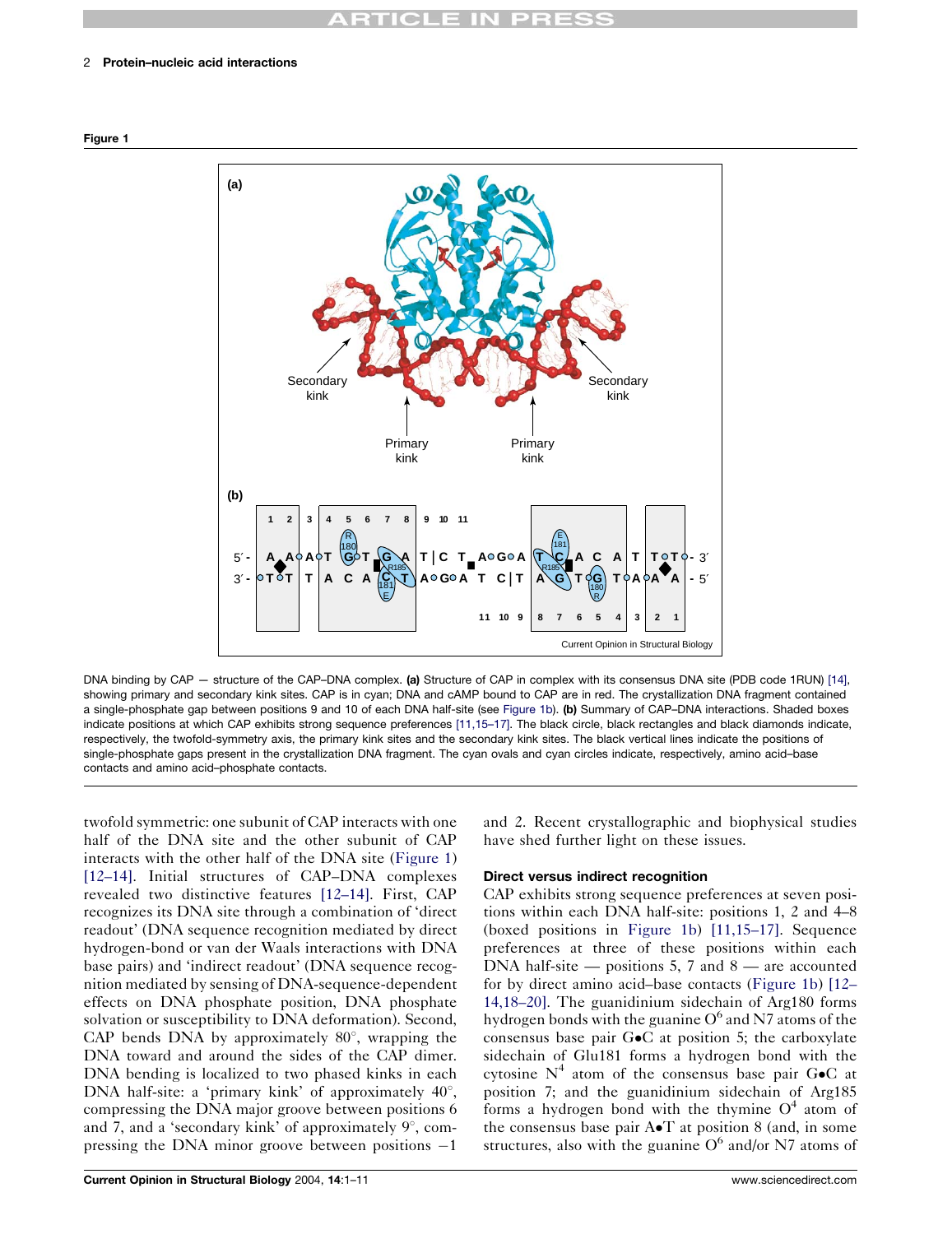**Figure 1**

DNA binding by CAP — structure of the CAP–DNA complex. **(a)** Structure of CAP in complex with its consensus DNA site (PDB code 1RUN) [14], showing primary and secondary kink sites. CAP is in cyan; DNA and cAMP bound to CAP are in red. The crystallization DNA fragment contained a single-phosphate gap between positions 9 and 10 of each DNA half-site (see Figure 1b). **(b)** Summary of CAP–DNA interactions. Shaded boxes indicate positions at which CAP exhibits strong sequence preferences [11,15–17]. The black circle, black rectangles and black diamonds indicate, respectively, the twofold-symmetry axis, the primary kink sites and the secondary kink sites. The black vertical lines indicate the positions of single-phosphate gaps present in the crystallization DNA fragment. The cyan ovals and cyan circles indicate, respectively, amino acid–base contacts and amino acid–phosphate contacts.

twofold symmetric: one subunit of CAP interacts with one half of the DNA site and the other subunit of CAP interacts with the other half of the DNA site (Figure 1) [12–14]. Initial structures of CAP–DNA complexes revealed two distinctive features [12–14]. First, CAP recognizes its DNA site through a combination of 'direct readout' (DNA sequence recognition mediated by direct hydrogen-bond or van der Waals interactions with DNA base pairs) and 'indirect readout' (DNA sequence recognition mediated by sensing of DNA-sequence-dependent effects on DNA phosphate position, DNA phosphate solvation or susceptibility to DNA deformation). Second, CAP bends DNA by approximately 80°, wrapping the DNA toward and around the sides of the CAP dimer. DNA bending is localized to two phased kinks in each DNA half-site: a 'primary kink' of approximately 40°, compressing the DNA major groove between positions 6 and 7, and a 'secondary kink' of approximately 9°, compressing the DNA minor groove between positions −1 and 2. Recent crystallographic and biophysical studies have shed further light on these issues.

### Direct versus indirect recognition

CAP exhibits strong sequence preferences at seven positions within each DNA half-site: positions 1, 2 and 4–8 (boxed positions in Figure 1b) [11,15–17]. Sequence preferences at three of these positions within each DNA half-site — positions 5, 7 and 8 — are accounted for by direct amino acid–base contacts (Figure 1b) [12–14,18–20]. The guanidinium sidechain of Arg180 forms hydrogen bonds with the guanine $O^6$ and N7 atoms of the consensus base pair G•C at position 5; the carboxylate sidechain of Glu181 forms a hydrogen bond with the cytosine $N^4$ atom of the consensus base pair G•C at position 7; and the guanidinium sidechain of Arg185 forms a hydrogen bond with the thymine $O^4$ atom of the consensus base pair A•T at position 8 (and, in some structures, also with the guanine $O^6$ and/or N7 atoms of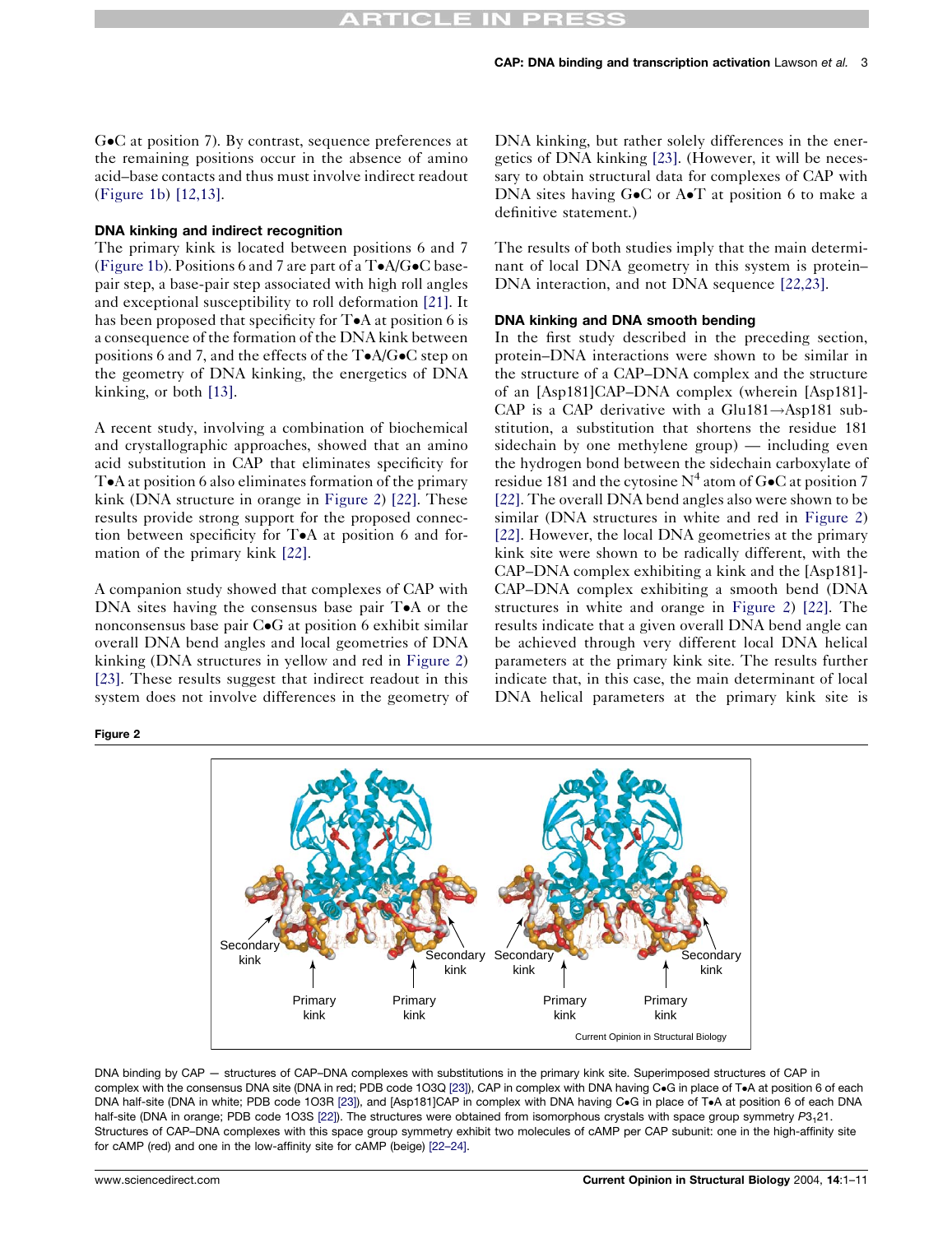G•C at position 7). By contrast, sequence preferences at the remaining positions occur in the absence of amino acid–base contacts and thus must involve indirect readout (Figure 1b) [12,13].

### DNA kinking and indirect recognition

The primary kink is located between positions 6 and 7 (Figure 1b). Positions 6 and 7 are part of a T•A/G•C base-pair step, a base-pair step associated with high roll angles and exceptional susceptibility to roll deformation [21]. It has been proposed that specificity for T•A at position 6 is a consequence of the formation of the DNA kink between positions 6 and 7, and the effects of the T•A/G•C step on the geometry of DNA kinking, the energetics of DNA kinking, or both [13].

A recent study, involving a combination of biochemical and crystallographic approaches, showed that an amino acid substitution in CAP that eliminates specificity for T•A at position 6 also eliminates formation of the primary kink (DNA structure in orange in Figure 2) [22]. These results provide strong support for the proposed connection between specificity for T•A at position 6 and formation of the primary kink [22].

A companion study showed that complexes of CAP with DNA sites having the consensus base pair T•A or the nonconsensus base pair C•G at position 6 exhibit similar overall DNA bend angles and local geometries of DNA kinking (DNA structures in yellow and red in Figure 2) [23]. These results suggest that indirect readout in this system does not involve differences in the geometry of DNA kinking, but rather solely differences in the energetics of DNA kinking [23]. (However, it will be necessary to obtain structural data for complexes of CAP with DNA sites having G•C or A•T at position 6 to make a definitive statement.)

The results of both studies imply that the main determinant of local DNA geometry in this system is protein–DNA interaction, and not DNA sequence [22,23].

### DNA kinking and DNA smooth bending

In the first study described in the preceding section, protein–DNA interactions were shown to be similar in the structure of a CAP–DNA complex and the structure of an [Asp181]CAP–DNA complex (wherein [Asp181]-CAP is a CAP derivative with a Glu181→Asp181 substitution, a substitution that shortens the residue 181 sidechain by one methylene group) — including even the hydrogen bond between the sidechain carboxylate of residue 181 and the cytosine $N^4$ atom of G•C at position 7 [22]. The overall DNA bend angles also were shown to be similar (DNA structures in white and red in Figure 2) [22]. However, the local DNA geometries at the primary kink site were shown to be radically different, with the CAP–DNA complex exhibiting a kink and the [Asp181]-CAP–DNA complex exhibiting a smooth bend (DNA structures in white and orange in Figure 2) [22]. The results indicate that a given overall DNA bend angle can be achieved through very different local DNA helical parameters at the primary kink site. The results further indicate that, in this case, the main determinant of local DNA helical parameters at the primary kink site is

**Figure 2**

DNA binding by CAP — structures of CAP–DNA complexes with substitutions in the primary kink site. Superimposed structures of CAP in complex with the consensus DNA site (DNA in red; PDB code 1O3Q [23]), CAP in complex with DNA having C•G in place of T•A at position 6 of each DNA half-site (DNA in white; PDB code 1O3R [23]), and [Asp181]CAP in complex with DNA having C•G in place of T•A at position 6 of each DNA half-site (DNA in orange; PDB code 1O3S [22]). The structures were obtained from isomorphous crystals with space group symmetry $P3_121$. Structures of CAP–DNA complexes with this space group symmetry exhibit two molecules of cAMP per CAP subunit: one in the high-affinity site for cAMP (red) and one in the low-affinity site for cAMP (beige) [22–24].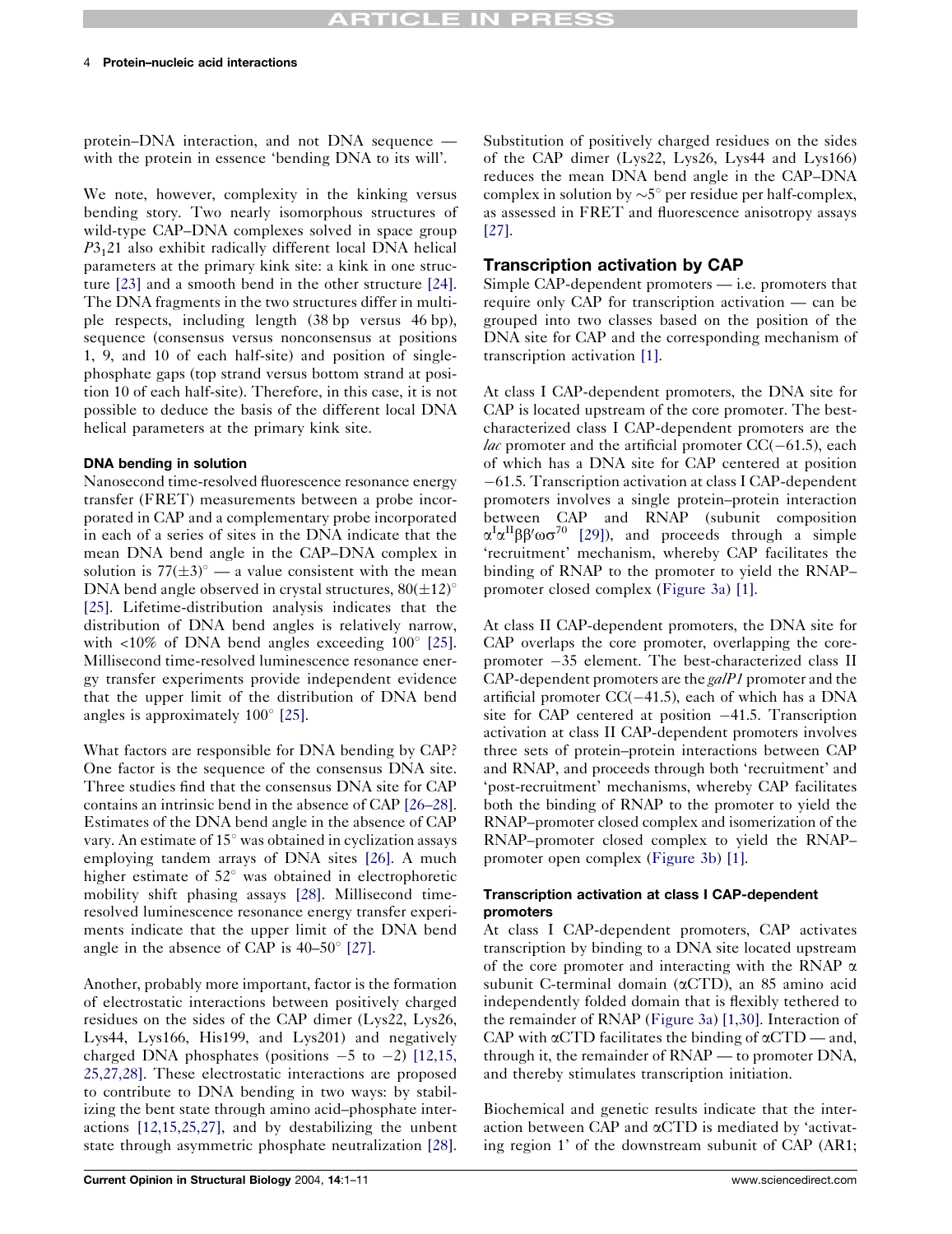protein–DNA interaction, and not DNA sequence — with the protein in essence 'bending DNA to its will'.

We note, however, complexity in the kinking versus bending story. Two nearly isomorphous structures of wild-type CAP–DNA complexes solved in space group $P3_121$ also exhibit radically different local DNA helical parameters at the primary kink site: a kink in one structure [23] and a smooth bend in the other structure [24]. The DNA fragments in the two structures differ in multiple respects, including length (38 bp versus 46 bp), sequence (consensus versus nonconsensus at positions 1, 9, and 10 of each half-site) and position of single-phosphate gaps (top strand versus bottom strand at position 10 of each half-site). Therefore, in this case, it is not possible to deduce the basis of the different local DNA helical parameters at the primary kink site.

### DNA bending in solution

Nanosecond time-resolved fluorescence resonance energy transfer (FRET) measurements between a probe incorporated in CAP and a complementary probe incorporated in each of a series of sites in the DNA indicate that the mean DNA bend angle in the CAP–DNA complex in solution is $77(\pm3)^\circ$ — a value consistent with the mean DNA bend angle observed in crystal structures, $80(\pm12)^\circ$ [25]. Lifetime-distribution analysis indicates that the distribution of DNA bend angles is relatively narrow, with <10% of DNA bend angles exceeding $100^\circ$ [25]. Millisecond time-resolved luminescence resonance energy transfer experiments provide independent evidence that the upper limit of the distribution of DNA bend angles is approximately $100^\circ$ [25].

What factors are responsible for DNA bending by CAP? One factor is the sequence of the consensus DNA site. Three studies find that the consensus DNA site for CAP contains an intrinsic bend in the absence of CAP [26–28]. Estimates of the DNA bend angle in the absence of CAP vary. An estimate of $15^\circ$ was obtained in cyclization assays employing tandem arrays of DNA sites [26]. A much higher estimate of $52^\circ$ was obtained in electrophoretic mobility shift phasing assays [28]. Millisecond time-resolved luminescence resonance energy transfer experiments indicate that the upper limit of the DNA bend angle in the absence of CAP is 40–50° [27].

Another, probably more important, factor is the formation of electrostatic interactions between positively charged residues on the sides of the CAP dimer (Lys22, Lys26, Lys44, Lys166, His199, and Lys201) and negatively charged DNA phosphates (positions −5 to −2) [12,15, 25,27,28]. These electrostatic interactions are proposed to contribute to DNA bending in two ways: by stabilizing the bent state through amino acid–phosphate interactions [12,15,25,27], and by destabilizing the unbent state through asymmetric phosphate neutralization [28]. Substitution of positively charged residues on the sides of the CAP dimer (Lys22, Lys26, Lys44 and Lys166) reduces the mean DNA bend angle in the CAP–DNA complex in solution by ~5° per residue per half-complex, as assessed in FRET and fluorescence anisotropy assays [27].

## Transcription activation by CAP

Simple CAP-dependent promoters — i.e. promoters that require only CAP for transcription activation — can be grouped into two classes based on the position of the DNA site for CAP and the corresponding mechanism of transcription activation [1].

At class I CAP-dependent promoters, the DNA site for CAP is located upstream of the core promoter. The best-characterized class I CAP-dependent promoters are the *lac* promoter and the artificial promoter CC(−61.5), each of which has a DNA site for CAP centered at position −61.5. Transcription activation at class I CAP-dependent promoters involves a single protein–protein interaction between CAP and RNAP (subunit composition $\alpha^{I}\alpha^{II}\beta\beta'\omega\sigma^{70}$ [29]), and proceeds through a simple 'recruitment' mechanism, whereby CAP facilitates the binding of RNAP to the promoter to yield the RNAP–promoter closed complex (Figure 3a) [1].

At class II CAP-dependent promoters, the DNA site for CAP overlaps the core promoter, overlapping the core-promoter −35 element. The best-characterized class II CAP-dependent promoters are the *galP1* promoter and the artificial promoter CC(−41.5), each of which has a DNA site for CAP centered at position −41.5. Transcription activation at class II CAP-dependent promoters involves three sets of protein–protein interactions between CAP and RNAP, and proceeds through both 'recruitment' and 'post-recruitment' mechanisms, whereby CAP facilitates both the binding of RNAP to the promoter to yield the RNAP–promoter closed complex and isomerization of the RNAP–promoter closed complex to yield the RNAP–promoter open complex (Figure 3b) [1].

### Transcription activation at class I CAP-dependent promoters

At class I CAP-dependent promoters, CAP activates transcription by binding to a DNA site located upstream of the core promoter and interacting with the RNAP α subunit C-terminal domain (αCTD), an 85 amino acid independently folded domain that is flexibly tethered to the remainder of RNAP (Figure 3a) [1,30]. Interaction of CAP with αCTD facilitates the binding of αCTD — and, through it, the remainder of RNAP — to promoter DNA, and thereby stimulates transcription initiation.

Biochemical and genetic results indicate that the interaction between CAP and αCTD is mediated by 'activating region 1' of the downstream subunit of CAP (AR1;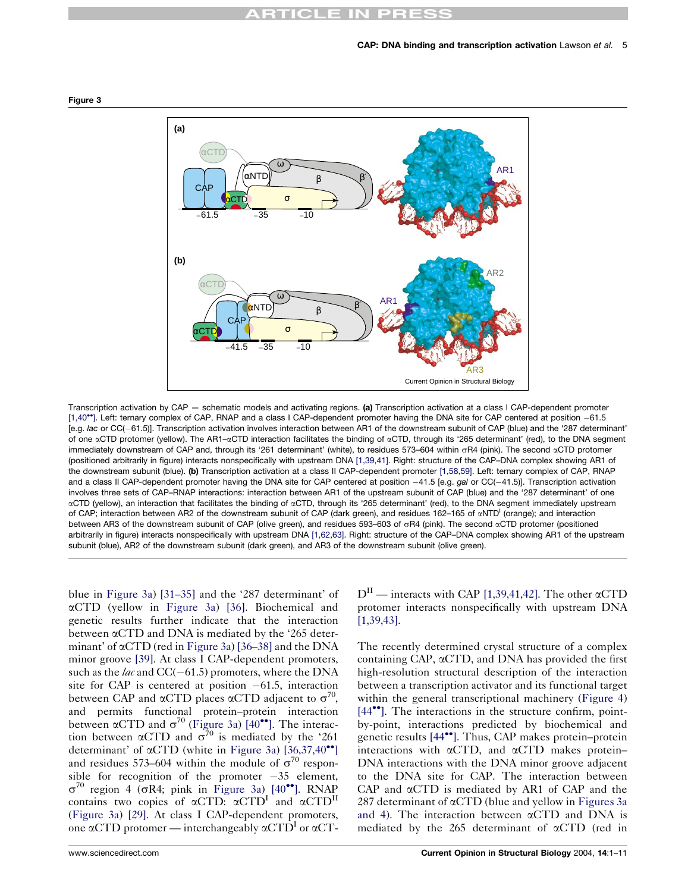**Figure 3**

Transcription activation by CAP — schematic models and activating regions. **(a)** Transcription activation at a class I CAP-dependent promoter [1,40••]. Left: ternary complex of CAP, RNAP and a class I CAP-dependent promoter having the DNA site for CAP centered at position −61.5 [e.g. *lac* or CC(−61.5)]. Transcription activation involves interaction between AR1 of the downstream subunit of CAP (blue) and the '287 determinant' of one αCTD protomer (yellow). The AR1–αCTD interaction facilitates the binding of αCTD, through its '265 determinant' (red), to the DNA segment immediately downstream of CAP and, through its '261 determinant' (white), to residues 573–604 within σR4 (pink). The second αCTD protomer (positioned arbitrarily in figure) interacts nonspecifically with upstream DNA [1,39,41]. Right: structure of the CAP–DNA complex showing AR1 of the downstream subunit (blue). **(b)** Transcription activation at a class II CAP-dependent promoter [1,58,59]. Left: ternary complex of CAP, RNAP and a class II CAP-dependent promoter having the DNA site for CAP centered at position −41.5 [e.g. *gal* or CC(−41.5)]. Transcription activation involves three sets of CAP–RNAP interactions: interaction between AR1 of the upstream subunit of CAP (blue) and the '287 determinant' of one αCTD (yellow), an interaction that facilitates the binding of αCTD, through its '265 determinant' (red), to the DNA segment immediately upstream of CAP; interaction between AR2 of the downstream subunit of CAP (dark green), and residues 162–165 of $\alpha NTD^{I}$ (orange); and interaction between AR3 of the downstream subunit of CAP (olive green), and residues 593–603 of σR4 (pink). The second αCTD protomer (positioned arbitrarily in figure) interacts nonspecifically with upstream DNA [1,62,63]. Right: structure of the CAP–DNA complex showing AR1 of the upstream subunit (blue), AR2 of the downstream subunit (dark green), and AR3 of the downstream subunit (olive green).

blue in Figure 3a) [31–35] and the '287 determinant' of αCTD (yellow in Figure 3a) [36]. Biochemical and genetic results further indicate that the interaction between αCTD and DNA is mediated by the '265 determinant' of αCTD (red in Figure 3a) [36–38] and the DNA minor groove [39]. At class I CAP-dependent promoters, such as the *lac* and CC(−61.5) promoters, where the DNA site for CAP is centered at position −61.5, interaction between CAP and αCTD places αCTD adjacent to $\sigma^{70}$, and permits functional protein–protein interaction between αCTD and $\sigma^{70}$ (Figure 3a) [40••]. The interaction between αCTD and $\sigma^{70}$ is mediated by the '261 determinant' of αCTD (white in Figure 3a) [36,37,40••] and residues 573–604 within the module of $\sigma^{70}$ responsible for recognition of the promoter −35 element, $\sigma^{70}$ region 4 (σR4; pink in Figure 3a) [40••]. RNAP contains two copies of αCTD: $\alpha CTD^{I}$ and $\alpha CTD^{II}$ (Figure 3a) [29]. At class I CAP-dependent promoters, one αCTD protomer — interchangeably $\alpha CTD^{I}$ or $\alpha CTD^{II}$ — interacts with CAP [1,39,41,42]. The other αCTD protomer interacts nonspecifically with upstream DNA [1,39,43].

The recently determined crystal structure of a complex containing CAP, αCTD, and DNA has provided the first high-resolution structural description of the interaction between a transcription activator and its functional target within the general transcriptional machinery (Figure 4) [44••]. The interactions in the structure confirm, point-by-point, interactions predicted by biochemical and genetic results [44••]. Thus, CAP makes protein–protein interactions with αCTD, and αCTD makes protein–DNA interactions with the DNA minor groove adjacent to the DNA site for CAP. The interaction between CAP and αCTD is mediated by AR1 of CAP and the 287 determinant of αCTD (blue and yellow in Figures 3a and 4). The interaction between αCTD and DNA is mediated by the 265 determinant of αCTD (red in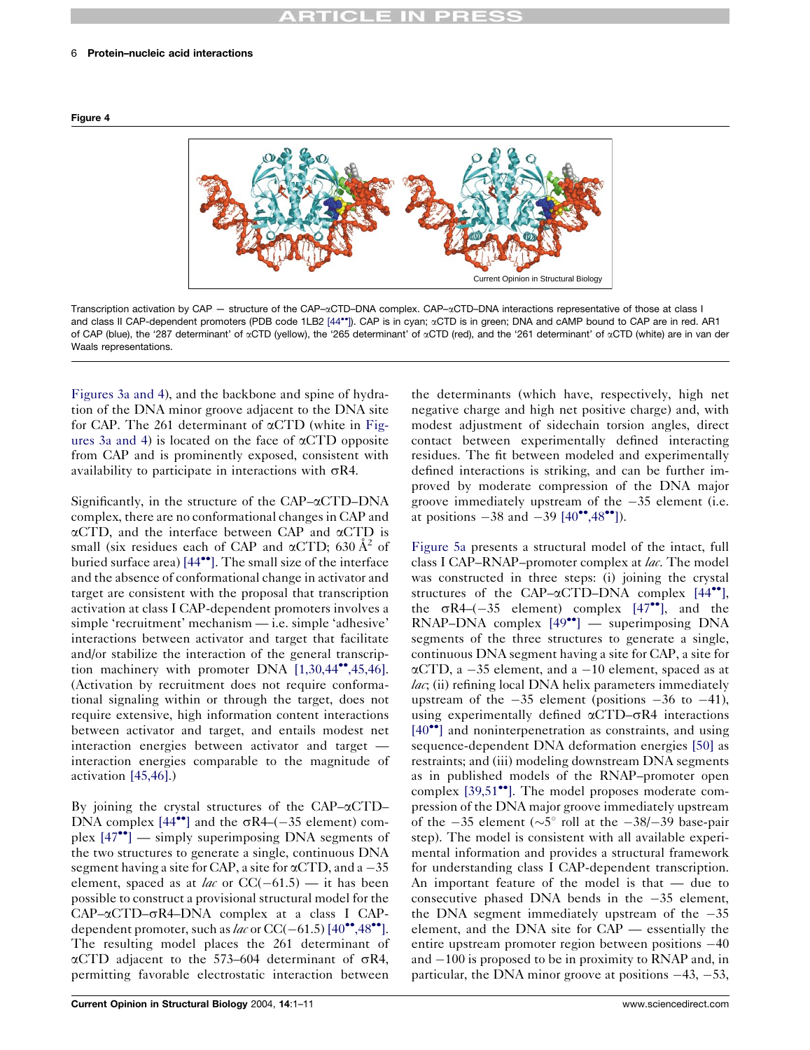**Figure 4**

Transcription activation by CAP — structure of the CAP–αCTD–DNA complex. CAP–αCTD–DNA interactions representative of those at class I and class II CAP-dependent promoters (PDB code 1LB2 [44••]). CAP is in cyan; αCTD is in green; DNA and cAMP bound to CAP are in red. AR1 of CAP (blue), the '287 determinant' of αCTD (yellow), the '265 determinant' of αCTD (red), and the '261 determinant' of αCTD (white) are in van der Waals representations.

Figures 3a and 4), and the backbone and spine of hydration of the DNA minor groove adjacent to the DNA site for CAP. The 261 determinant of αCTD (white in Figures 3a and 4) is located on the face of αCTD opposite from CAP and is prominently exposed, consistent with availability to participate in interactions with σR4.

Significantly, in the structure of the CAP–αCTD–DNA complex, there are no conformational changes in CAP and αCTD, and the interface between CAP and αCTD is small (six residues each of CAP and αCTD; 630 $\text{Å}^2$ of buried surface area) [44••]. The small size of the interface and the absence of conformational change in activator and target are consistent with the proposal that transcription activation at class I CAP-dependent promoters involves a simple 'recruitment' mechanism — i.e. simple 'adhesive' interactions between activator and target that facilitate and/or stabilize the interaction of the general transcription machinery with promoter DNA [1,30,44••,45,46]. (Activation by recruitment does not require conformational signaling within or through the target, does not require extensive, high information content interactions between activator and target, and entails modest net interaction energies between activator and target — interaction energies comparable to the magnitude of activation [45,46].)

By joining the crystal structures of the CAP–αCTD–DNA complex [44••] and the σR4–(−35 element) complex [47••] — simply superimposing DNA segments of the two structures to generate a single, continuous DNA segment having a site for CAP, a site for αCTD, and a −35 element, spaced as at *lac* or CC(−61.5) — it has been possible to construct a provisional structural model for the CAP–αCTD–σR4–DNA complex at a class I CAP-dependent promoter, such as *lac* or CC(−61.5) [40••,48••]. The resulting model places the 261 determinant of αCTD adjacent to the 573–604 determinant of σR4, permitting favorable electrostatic interaction between the determinants (which have, respectively, high net negative charge and high net positive charge) and, with modest adjustment of sidechain torsion angles, direct contact between experimentally defined interacting residues. The fit between modeled and experimentally defined interactions is striking, and can be further improved by moderate compression of the DNA major groove immediately upstream of the −35 element (i.e. at positions −38 and −39 [40••,48••]).

Figure 5a presents a structural model of the intact, full class I CAP–RNAP–promoter complex at *lac*. The model was constructed in three steps: (i) joining the crystal structures of the CAP–αCTD–DNA complex [44••], the σR4–(−35 element) complex [47••], and the RNAP–DNA complex [49••] — superimposing DNA segments of the three structures to generate a single, continuous DNA segment having a site for CAP, a site for αCTD, a −35 element, and a −10 element, spaced as at *lac*; (ii) refining local DNA helix parameters immediately upstream of the −35 element (positions −36 to −41), using experimentally defined αCTD–σR4 interactions [40••] and noninterpenetration as constraints, and using sequence-dependent DNA deformation energies [50] as restraints; and (iii) modeling downstream DNA segments as in published models of the RNAP–promoter open complex [39,51••]. The model proposes moderate compression of the DNA major groove immediately upstream of the −35 element (~5° roll at the −38/−39 base-pair step). The model is consistent with all available experimental information and provides a structural framework for understanding class I CAP-dependent transcription. An important feature of the model is that — due to consecutive phased DNA bends in the −35 element, the DNA segment immediately upstream of the −35 element, and the DNA site for CAP — essentially the entire upstream promoter region between positions −40 and −100 is proposed to be in proximity to RNAP and, in particular, the DNA minor groove at positions −43, −53,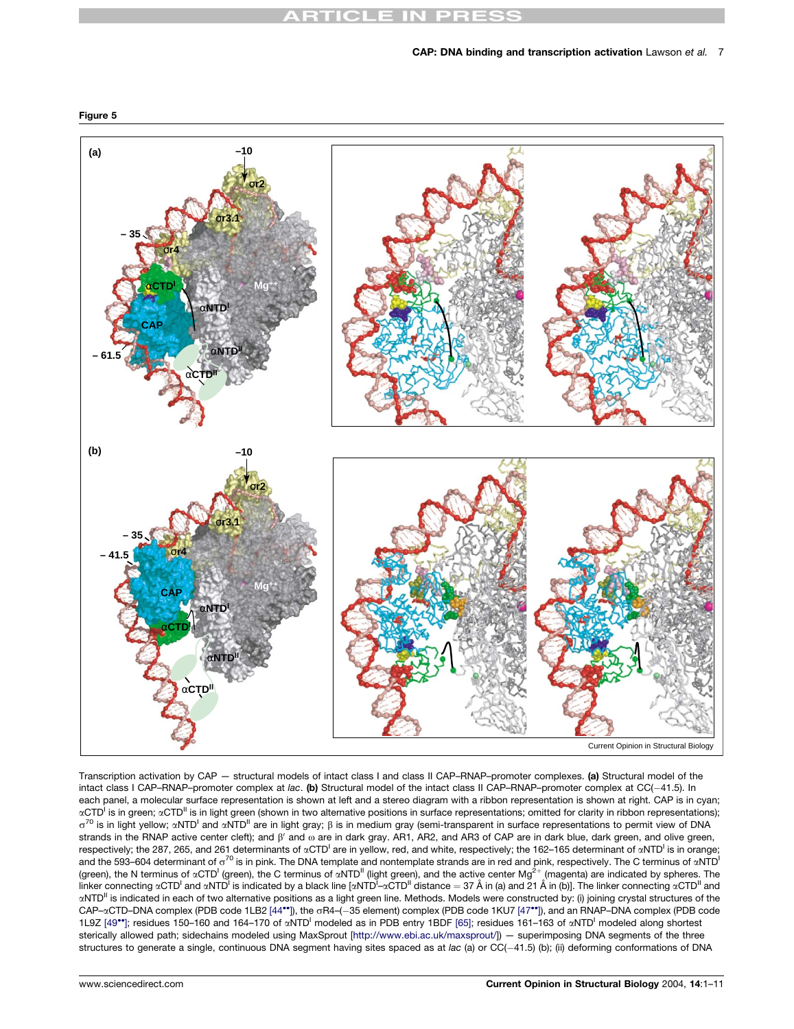**Figure 5**

Transcription activation by CAP — structural models of intact class I and class II CAP–RNAP–promoter complexes. **(a)** Structural model of the intact class I CAP–RNAP–promoter complex at *lac*. **(b)** Structural model of the intact class II CAP–RNAP–promoter complex at CC(−41.5). In each panel, a molecular surface representation is shown at left and a stereo diagram with a ribbon representation is shown at right. CAP is in cyan; αCTD[I] is in green; αCTD[II] is in light green (shown in two alternative positions in surface representations; omitted for clarity in ribbon representations); $\sigma^{70}$ is in light yellow; αNTD[I] and αNTD[II] are in light gray; β is in medium gray (semi-transparent in surface representations to permit view of DNA strands in the RNAP active center cleft); and β′ and ω are in dark gray. AR1, AR2, and AR3 of CAP are in dark blue, dark green, and olive green, respectively; the 287, 265, and 261 determinants of αCTD[I] are in yellow, red, and white, respectively; the 162–165 determinant of αNTD[I] is in orange; and the 593–604 determinant of $\sigma^{70}$ is in pink. The DNA template and nontemplate strands are in red and pink, respectively. The C terminus of αNTD[I] (green), the N terminus of αCTD[I] (green), the C terminus of αNTD[II] (light green), and the active center $Mg^{2+}$ (magenta) are indicated by spheres. The linker connecting αCTD[I] and αNTD[I] is indicated by a black line [αNTD[I]–αCTD[II] distance = 37 Å in (a) and 21 Å in (b)]. The linker connecting αCTD[II] and αNTD[II] is indicated in each of two alternative positions as a light green line. Methods. Models were constructed by: (i) joining crystal structures of the CAP–αCTD–DNA complex (PDB code 1LB2 [44••]), the σR4–(−35 element) complex (PDB code 1KU7 [47••]), and an RNAP–DNA complex (PDB code 1L9Z [49••]; residues 150–160 and 164–170 of αNTD[I] modeled as in PDB entry 1BDF [65]; residues 161–163 of αNTD[I] modeled along shortest sterically allowed path; sidechains modeled using MaxSprout [http://www.ebi.ac.uk/maxsprout/]) — superimposing DNA segments of the three structures to generate a single, continuous DNA segment having sites spaced as at *lac* (a) or CC(−41.5) (b); (ii) deforming conformations of DNA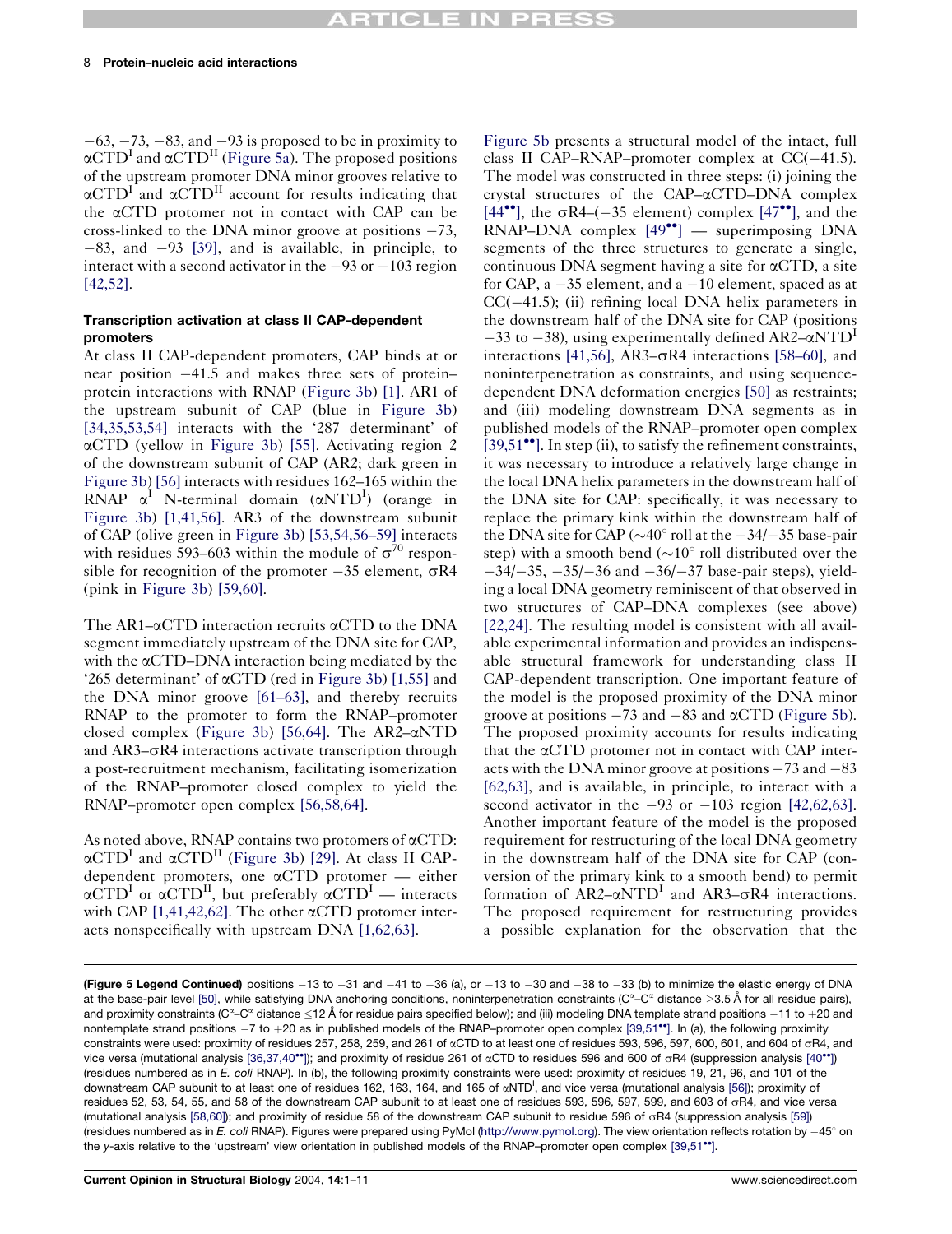−63, −73, −83, and −93 is proposed to be in proximity to $\alpha CTD^{I}$ and $\alpha CTD^{II}$ (Figure 5a). The proposed positions of the upstream promoter DNA minor grooves relative to $\alpha CTD^{I}$ and $\alpha CTD^{II}$ account for results indicating that the αCTD protomer not in contact with CAP can be cross-linked to the DNA minor groove at positions −73, −83, and −93 [39], and is available, in principle, to interact with a second activator in the −93 or −103 region [42,52].

### Transcription activation at class II CAP-dependent promoters

At class II CAP-dependent promoters, CAP binds at or near position −41.5 and makes three sets of protein–protein interactions with RNAP (Figure 3b) [1]. AR1 of the upstream subunit of CAP (blue in Figure 3b) [34,35,53,54] interacts with the '287 determinant' of αCTD (yellow in Figure 3b) [55]. Activating region 2 of the downstream subunit of CAP (AR2; dark green in Figure 3b) [56] interacts with residues 162–165 within the RNAP $\alpha^{I}$ N-terminal domain ($\alpha NTD^{I}$) (orange in Figure 3b) [1,41,56]. AR3 of the downstream subunit of CAP (olive green in Figure 3b) [53,54,56–59] interacts with residues 593–603 within the module of $\sigma^{70}$ responsible for recognition of the promoter −35 element, σR4 (pink in Figure 3b) [59,60].

The AR1–αCTD interaction recruits αCTD to the DNA segment immediately upstream of the DNA site for CAP, with the αCTD–DNA interaction being mediated by the '265 determinant' of αCTD (red in Figure 3b) [1,55] and the DNA minor groove [61–63], and thereby recruits RNAP to the promoter to form the RNAP–promoter closed complex (Figure 3b) [56,64]. The AR2–αNTD and AR3–σR4 interactions activate transcription through a post-recruitment mechanism, facilitating isomerization of the RNAP–promoter closed complex to yield the RNAP–promoter open complex [56,58,64].

As noted above, RNAP contains two protomers of αCTD: $\alpha CTD^{I}$ and $\alpha CTD^{II}$ (Figure 3b) [29]. At class II CAP-dependent promoters, one αCTD protomer — either $\alpha CTD^{I}$ or $\alpha CTD^{II}$, but preferably $\alpha CTD^{I}$ — interacts with CAP [1,41,42,62]. The other αCTD protomer interacts nonspecifically with upstream DNA [1,62,63].

Figure 5b presents a structural model of the intact, full class II CAP–RNAP–promoter complex at CC(−41.5). The model was constructed in three steps: (i) joining the crystal structures of the CAP–αCTD–DNA complex [44••], the σR4–(−35 element) complex [47••], and the RNAP–DNA complex [49••] — superimposing DNA segments of the three structures to generate a single, continuous DNA segment having a site for αCTD, a site for CAP, a −35 element, and a −10 element, spaced as at CC(−41.5); (ii) refining local DNA helix parameters in the downstream half of the DNA site for CAP (positions −33 to −38), using experimentally defined AR2–$\alpha NTD^{I}$ interactions [41,56], AR3–σR4 interactions [58–60], and noninterpenetration as constraints, and using sequence-dependent DNA deformation energies [50] as restraints; and (iii) modeling downstream DNA segments as in published models of the RNAP–promoter open complex [39,51••]. In step (ii), to satisfy the refinement constraints, it was necessary to introduce a relatively large change in the local DNA helix parameters in the downstream half of the DNA site for CAP: specifically, it was necessary to replace the primary kink within the downstream half of the DNA site for CAP (~40° roll at the −34/−35 base-pair step) with a smooth bend (~10° roll distributed over the −34/−35, −35/−36 and −36/−37 base-pair steps), yielding a local DNA geometry reminiscent of that observed in two structures of CAP–DNA complexes (see above) [22,24]. The resulting model is consistent with all available experimental information and provides an indispensable structural framework for understanding class II CAP-dependent transcription. One important feature of the model is the proposed proximity of the DNA minor groove at positions −73 and −83 and αCTD (Figure 5b). The proposed proximity accounts for results indicating that the αCTD protomer not in contact with CAP interacts with the DNA minor groove at positions −73 and −83 [62,63], and is available, in principle, to interact with a second activator in the −93 or −103 region [42,62,63]. Another important feature of the model is the proposed requirement for restructuring of the local DNA geometry in the downstream half of the DNA site for CAP (conversion of the primary kink to a smooth bend) to permit formation of AR2–$\alpha NTD^{I}$ and AR3–σR4 interactions. The proposed requirement for restructuring provides a possible explanation for the observation that the

**(Figure 5 Legend Continued)** positions −13 to −31 and −41 to −36 (a), or −13 to −30 and −38 to −33 (b) to minimize the elastic energy of DNA at the base-pair level [50], while satisfying DNA anchoring conditions, noninterpenetration constraints ($C^{\alpha}$–$C^{\alpha}$ distance ≥3.5 Å for all residue pairs), and proximity constraints ($C^{\alpha}$–$C^{\alpha}$ distance ≤12 Å for residue pairs specified below); and (iii) modeling DNA template strand positions −11 to +20 and nontemplate strand positions −7 to +20 as in published models of the RNAP–promoter open complex [39,51••]. In (a), the following proximity constraints were used: proximity of residues 257, 258, 259, and 261 of αCTD to at least one of residues 593, 596, 597, 600, 601, and 604 of σR4, and vice versa (mutational analysis [36,37,40••]); and proximity of residue 261 of αCTD to residues 596 and 600 of σR4 (suppression analysis [40••]) (residues numbered as in *E. coli* RNAP). In (b), the following proximity constraints were used: proximity of residues 19, 21, 96, and 101 of the downstream CAP subunit to at least one of residues 162, 163, 164, and 165 of $\alpha NTD^{I}$, and vice versa (mutational analysis [56]); proximity of residues 52, 53, 54, 55, and 58 of the downstream CAP subunit to at least one of residues 593, 596, 597, 599, and 603 of σR4, and vice versa (mutational analysis [58,60]); and proximity of residue 58 of the downstream CAP subunit to residue 596 of σR4 (suppression analysis [59]) (residues numbered as in *E. coli* RNAP). Figures were prepared using PyMol (http://www.pymol.org). The view orientation reflects rotation by −45° on the y-axis relative to the 'upstream' view orientation in published models of the RNAP–promoter open complex [39,51••].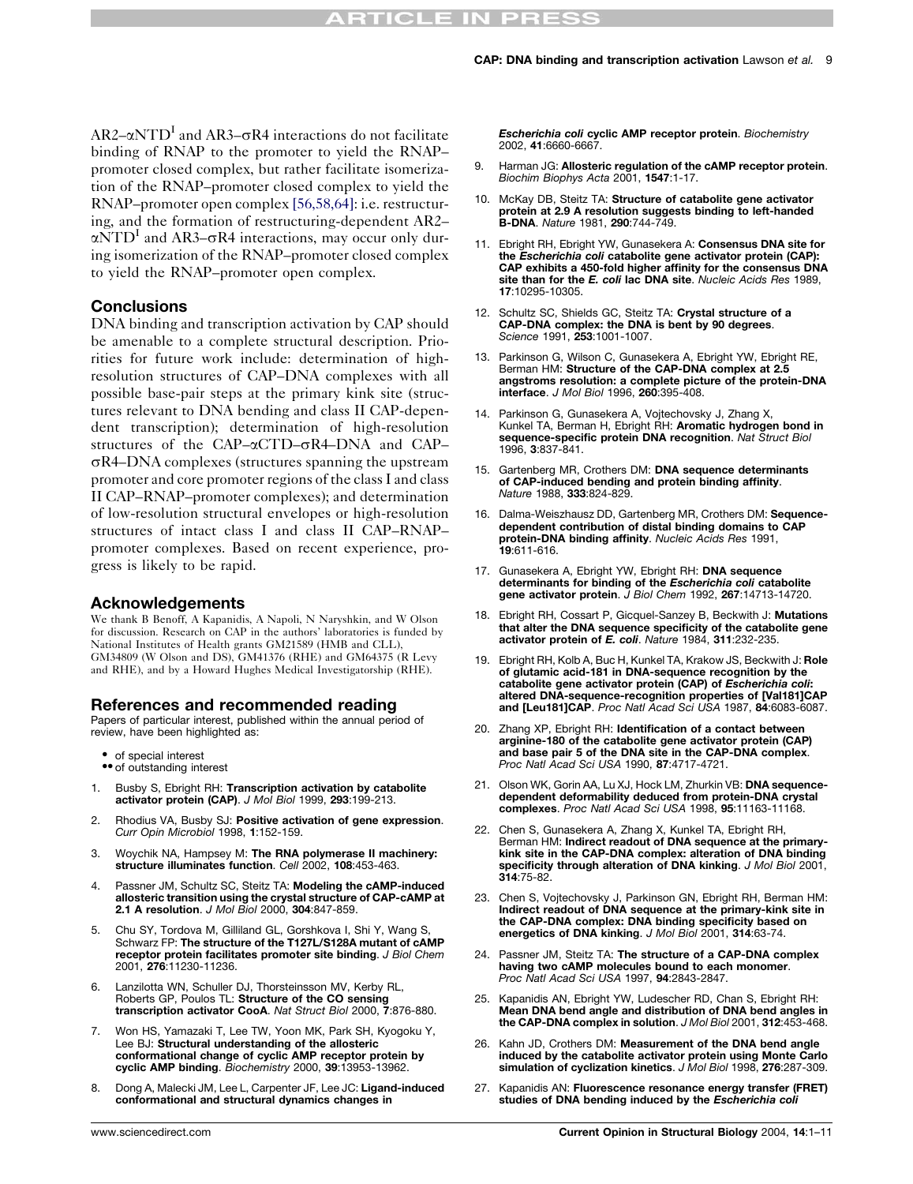AR2–$\alpha$NTD[I] and AR3–$\sigma$R4 interactions do not facilitate binding of RNAP to the promoter to yield the RNAP–promoter closed complex, but rather facilitate isomerization of the RNAP–promoter closed complex to yield the RNAP–promoter open complex [56,58,64]: i.e. restructuring, and the formation of restructuring-dependent AR2–$\alpha$NTD[I] and AR3–$\sigma$R4 interactions, may occur only during isomerization of the RNAP–promoter closed complex to yield the RNAP–promoter open complex.

## Conclusions

DNA binding and transcription activation by CAP should be amenable to a complete structural description. Priorities for future work include: determination of high-resolution structures of CAP–DNA complexes with all possible base-pair steps at the primary kink site (structures relevant to DNA bending and class II CAP-dependent transcription); determination of high-resolution structures of the CAP–$\alpha$CTD–$\sigma$R4–DNA and CAP–$\sigma$R4–DNA complexes (structures spanning the upstream promoter and core promoter regions of the class I and class II CAP–RNAP–promoter complexes); and determination of low-resolution structural envelopes or high-resolution structures of intact class I and class II CAP–RNAP–promoter complexes. Based on recent experience, progress is likely to be rapid.

## Acknowledgements

We thank B Benoff, A Kapanidis, A Napoli, N Naryshkin, and W Olson for discussion. Research on CAP in the authors' laboratories is funded by National Institutes of Health grants GM21589 (HMB and CLL), GM34809 (W Olson and DS), GM41376 (RHE) and GM64375 (R Levy and RHE), and by a Howard Hughes Medical Investigatorship (RHE).

## References and recommended reading

Papers of particular interest, published within the annual period of review, have been highlighted as:

- • of special interest
- •• of outstanding interest

1. Busby S, Ebright RH: **Transcription activation by catabolite activator protein (CAP)**. *J Mol Biol* 1999, **293**:199-213.
2. Rhodius VA, Busby SJ: **Positive activation of gene expression**. *Curr Opin Microbiol* 1998, **1**:152-159.
3. Woychik NA, Hampsey M: **The RNA polymerase II machinery: structure illuminates function**. *Cell* 2002, **108**:453-463.
4. Passner JM, Schultz SC, Steitz TA: **Modeling the cAMP-induced allosteric transition using the crystal structure of CAP-cAMP at 2.1 A resolution**. *J Mol Biol* 2000, **304**:847-859.
5. Chu SY, Tordova M, Gilliland GL, Gorshkova I, Shi Y, Wang S, Schwarz FP: **The structure of the T127L/S128A mutant of cAMP receptor protein facilitates promoter site binding**. *J Biol Chem* 2001, **276**:11230-11236.
6. Lanzilotta WN, Schuller DJ, Thorsteinsson MV, Kerby RL, Roberts GP, Poulos TL: **Structure of the CO sensing transcription activator CooA**. *Nat Struct Biol* 2000, **7**:876-880.
7. Won HS, Yamazaki T, Lee TW, Yoon MK, Park SH, Kyogoku Y, Lee BJ: **Structural understanding of the allosteric conformational change of cyclic AMP receptor protein by cyclic AMP binding**. *Biochemistry* 2000, **39**:13953-13962.
8. Dong A, Malecki JM, Lee L, Carpenter JF, Lee JC: **Ligand-induced conformational and structural dynamics changes in *Escherichia coli* cyclic AMP receptor protein**. *Biochemistry* 2002, **41**:6660-6667.
9. Harman JG: **Allosteric regulation of the cAMP receptor protein**. *Biochim Biophys Acta* 2001, **1547**:1-17.
10. McKay DB, Steitz TA: **Structure of catabolite gene activator protein at 2.9 A resolution suggests binding to left-handed B-DNA**. *Nature* 1981, **290**:744-749.
11. Ebright RH, Ebright YW, Gunasekera A: **Consensus DNA site for the *Escherichia coli* catabolite gene activator protein (CAP): CAP exhibits a 450-fold higher affinity for the consensus DNA site than for the *E. coli* lac DNA site**. *Nucleic Acids Res* 1989, **17**:10295-10305.
12. Schultz SC, Shields GC, Steitz TA: **Crystal structure of a CAP-DNA complex: the DNA is bent by 90 degrees**. *Science* 1991, **253**:1001-1007.
13. Parkinson G, Wilson C, Gunasekera A, Ebright YW, Ebright RE, Berman HM: **Structure of the CAP-DNA complex at 2.5 angstroms resolution: a complete picture of the protein-DNA interface**. *J Mol Biol* 1996, **260**:395-408.
14. Parkinson G, Gunasekera A, Vojtechovsky J, Zhang X, Kunkel TA, Berman H, Ebright RH: **Aromatic hydrogen bond in sequence-specific protein DNA recognition**. *Nat Struct Biol* 1996, **3**:837-841.
15. Gartenberg MR, Crothers DM: **DNA sequence determinants of CAP-induced bending and protein binding affinity**. *Nature* 1988, **333**:824-829.
16. Dalma-Weiszhausz DD, Gartenberg MR, Crothers DM: **Sequence-dependent contribution of distal binding domains to CAP protein-DNA binding affinity**. *Nucleic Acids Res* 1991, **19**:611-616.
17. Gunasekera A, Ebright YW, Ebright RH: **DNA sequence determinants for binding of the *Escherichia coli* catabolite gene activator protein**. *J Biol Chem* 1992, **267**:14713-14720.
18. Ebright RH, Cossart P, Gicquel-Sanzey B, Beckwith J: **Mutations that alter the DNA sequence specificity of the catabolite gene activator protein of *E. coli***. *Nature* 1984, **311**:232-235.
19. Ebright RH, Kolb A, Buc H, Kunkel TA, Krakow JS, Beckwith J: **Role of glutamic acid-181 in DNA-sequence recognition by the catabolite gene activator protein (CAP) of *Escherichia coli*: altered DNA-sequence-recognition properties of [Val181]CAP and [Leu181]CAP**. *Proc Natl Acad Sci USA* 1987, **84**:6083-6087.
20. Zhang XP, Ebright RH: **Identification of a contact between arginine-180 of the catabolite gene activator protein (CAP) and base pair 5 of the DNA site in the CAP-DNA complex**. *Proc Natl Acad Sci USA* 1990, **87**:4717-4721.
21. Olson WK, Gorin AA, Lu XJ, Hock LM, Zhurkin VB: **DNA sequence-dependent deformability deduced from protein-DNA crystal complexes**. *Proc Natl Acad Sci USA* 1998, **95**:11163-11168.
22. Chen S, Gunasekera A, Zhang X, Kunkel TA, Ebright RH, Berman HM: **Indirect readout of DNA sequence at the primary-kink site in the CAP-DNA complex: alteration of DNA binding specificity through alteration of DNA kinking**. *J Mol Biol* 2001, **314**:75-82.
23. Chen S, Vojtechovsky J, Parkinson GN, Ebright RH, Berman HM: **Indirect readout of DNA sequence at the primary-kink site in the CAP-DNA complex: DNA binding specificity based on energetics of DNA kinking**. *J Mol Biol* 2001, **314**:63-74.
24. Passner JM, Steitz TA: **The structure of a CAP-DNA complex having two cAMP molecules bound to each monomer**. *Proc Natl Acad Sci USA* 1997, **94**:2843-2847.
25. Kapanidis AN, Ebright YW, Ludescher RD, Chan S, Ebright RH: **Mean DNA bend angle and distribution of DNA bend angles in the CAP-DNA complex in solution**. *J Mol Biol* 2001, **312**:453-468.
26. Kahn JD, Crothers DM: **Measurement of the DNA bend angle induced by the catabolite activator protein using Monte Carlo simulation of cyclization kinetics**. *J Mol Biol* 1998, **276**:287-309.
27. Kapanidis AN: **Fluorescence resonance energy transfer (FRET) studies of DNA bending induced by the *Escherichia coli***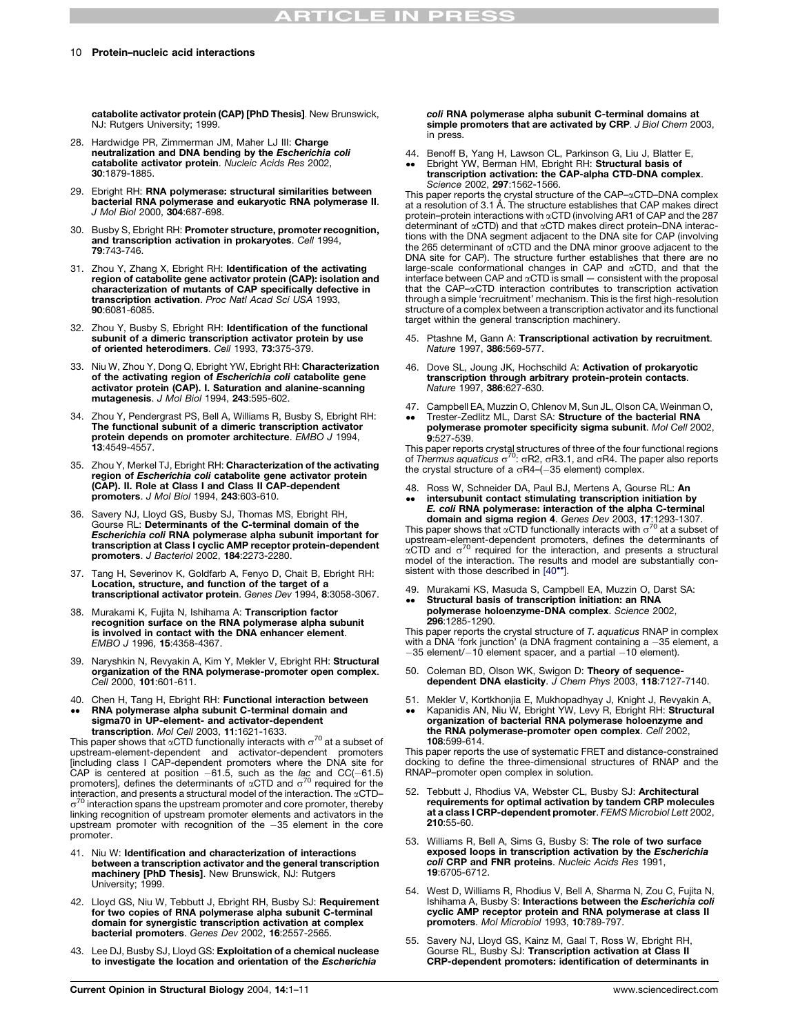catabolite activator protein (CAP) [PhD Thesis]**. New Brunswick, NJ: Rutgers University; 1999.

28. Hardwidge PR, Zimmerman JM, Maher LJ III: **Charge neutralization and DNA bending by the *Escherichia coli* catabolite activator protein**. *Nucleic Acids Res* 2002, **30**:1879-1885.

29. Ebright RH: **RNA polymerase: structural similarities between bacterial RNA polymerase and eukaryotic RNA polymerase II**. *J Mol Biol* 2000, **304**:687-698.

30. Busby S, Ebright RH: **Promoter structure, promoter recognition, and transcription activation in prokaryotes**. *Cell* 1994, **79**:743-746.

31. Zhou Y, Zhang X, Ebright RH: **Identification of the activating region of catabolite gene activator protein (CAP): isolation and characterization of mutants of CAP specifically defective in transcription activation**. *Proc Natl Acad Sci USA* 1993, **90**:6081-6085.

32. Zhou Y, Busby S, Ebright RH: **Identification of the functional subunit of a dimeric transcription activator protein by use of oriented heterodimers**. *Cell* 1993, **73**:375-379.

33. Niu W, Zhou Y, Dong Q, Ebright YW, Ebright RH: **Characterization of the activating region of *Escherichia coli* catabolite gene activator protein (CAP). I. Saturation and alanine-scanning mutagenesis**. *J Mol Biol* 1994, **243**:595-602.

34. Zhou Y, Pendergrast PS, Bell A, Williams R, Busby S, Ebright RH: **The functional subunit of a dimeric transcription activator protein depends on promoter architecture**. *EMBO J* 1994, **13**:4549-4557.

35. Zhou Y, Merkel TJ, Ebright RH: **Characterization of the activating region of *Escherichia coli* catabolite gene activator protein (CAP). II. Role at Class I and Class II CAP-dependent promoters**. *J Mol Biol* 1994, **243**:603-610.

36. Savery NJ, Lloyd GS, Busby SJ, Thomas MS, Ebright RH, Gourse RL: **Determinants of the C-terminal domain of the *Escherichia coli* RNA polymerase alpha subunit important for transcription at Class I cyclic AMP receptor protein-dependent promoters**. *J Bacteriol* 2002, **184**:2273-2280.

37. Tang H, Severinov K, Goldfarb A, Fenyo D, Chait B, Ebright RH: **Location, structure, and function of the target of a transcriptional activator protein**. *Genes Dev* 1994, **8**:3058-3067.

38. Murakami K, Fujita N, Ishihama A: **Transcription factor recognition surface on the RNA polymerase alpha subunit is involved in contact with the DNA enhancer element**. *EMBO J* 1996, **15**:4358-4367.

39. Naryshkin N, Revyakin A, Kim Y, Mekler V, Ebright RH: **Structural organization of the RNA polymerase-promoter open complex**. *Cell* 2000, **101**:601-611.

40. •• Chen H, Tang H, Ebright RH: **Functional interaction between RNA polymerase alpha subunit C-terminal domain and sigma70 in UP-element- and activator-dependent transcription**. *Mol Cell* 2003, **11**:1621-1633.
This paper shows that αCTD functionally interacts with $\sigma^{70}$ at a subset of upstream-element-dependent and activator-dependent promoters [including class I CAP-dependent promoters where the DNA site for CAP is centered at position −61.5, such as the *lac* and CC(−61.5) promoters], defines the determinants of αCTD and $\sigma^{70}$ required for the interaction, and presents a structural model of the interaction. The αCTD–$\sigma^{70}$ interaction spans the upstream promoter and core promoter, thereby linking recognition of upstream promoter elements and activators in the upstream promoter with recognition of the −35 element in the core promoter.

41. Niu W: **Identification and characterization of interactions between a transcription activator and the general transcription machinery [PhD Thesis]**. New Brunswick, NJ: Rutgers University; 1999.

42. Lloyd GS, Niu W, Tebbutt J, Ebright RH, Busby SJ: **Requirement for two copies of RNA polymerase alpha subunit C-terminal domain for synergistic transcription activation at complex bacterial promoters**. *Genes Dev* 2002, **16**:2557-2565.

43. Lee DJ, Busby SJ, Lloyd GS: **Exploitation of a chemical nuclease to investigate the location and orientation of the *Escherichia coli* RNA polymerase alpha subunit C-terminal domains at simple promoters that are activated by CRP**. *J Biol Chem* 2003, in press.

44. •• Benoff B, Yang H, Lawson CL, Parkinson G, Liu J, Blatter E, Ebright YW, Berman HM, Ebright RH: **Structural basis of transcription activation: the CAP-alpha CTD-DNA complex**. *Science* 2002, **297**:1562-1566.
This paper reports the crystal structure of the CAP–αCTD–DNA complex at a resolution of 3.1 Å. The structure establishes that CAP makes direct protein–protein interactions with αCTD (involving AR1 of CAP and the 287 determinant of αCTD) and that αCTD makes direct protein–DNA interactions with the DNA segment adjacent to the DNA site for CAP (involving the 265 determinant of αCTD and the DNA minor groove adjacent to the DNA site for CAP). The structure further establishes that there are no large-scale conformational changes in CAP and αCTD, and that the interface between CAP and αCTD is small — consistent with the proposal that the CAP–αCTD interaction contributes to transcription activation through a simple 'recruitment' mechanism. This is the first high-resolution structure of a complex between a transcription activator and its functional target within the general transcription machinery.

45. Ptashne M, Gann A: **Transcriptional activation by recruitment**. *Nature* 1997, **386**:569-577.

46. Dove SL, Joung JK, Hochschild A: **Activation of prokaryotic transcription through arbitrary protein-protein contacts**. *Nature* 1997, **386**:627-630.

47. •• Campbell EA, Muzzin O, Chlenov M, Sun JL, Olson CA, Weinman O, Trester-Zedlitz ML, Darst SA: **Structure of the bacterial RNA polymerase promoter specificity sigma subunit**. *Mol Cell* 2002, **9**:527-539.
This paper reports crystal structures of three of the four functional regions of *Thermus aquaticus* $\sigma^{70}$: σR2, σR3.1, and σR4. The paper also reports the crystal structure of a σR4–(−35 element) complex.

48. •• Ross W, Schneider DA, Paul BJ, Mertens A, Gourse RL: **An intersubunit contact stimulating transcription initiation by *E. coli* RNA polymerase: interaction of the alpha C-terminal domain and sigma region 4**. *Genes Dev* 2003, **17**:1293-1307.
This paper shows that αCTD functionally interacts with $\sigma^{70}$ at a subset of upstream-element-dependent promoters, defines the determinants of αCTD and $\sigma^{70}$ required for the interaction, and presents a structural model of the interaction. The results and model are substantially consistent with those described in [40••].

49. •• Murakami KS, Masuda S, Campbell EA, Muzzin O, Darst SA: **Structural basis of transcription initiation: an RNA polymerase holoenzyme-DNA complex**. *Science* 2002, **296**:1285-1290.
This paper reports the crystal structure of *T. aquaticus* RNAP in complex with a DNA 'fork junction' (a DNA fragment containing a −35 element, a −35 element/−10 element spacer, and a partial −10 element).

50. Coleman BD, Olson WK, Swigon D: **Theory of sequence-dependent DNA elasticity**. *J Chem Phys* 2003, **118**:7127-7140.

51. •• Mekler V, Kortkhonjia E, Mukhopadhyay J, Knight J, Revyakin A, Kapanidis AN, Niu W, Ebright YW, Levy R, Ebright RH: **Structural organization of bacterial RNA polymerase holoenzyme and the RNA polymerase-promoter open complex**. *Cell* 2002, **108**:599-614.
This paper reports the use of systematic FRET and distance-constrained docking to define the three-dimensional structures of RNAP and the RNAP–promoter open complex in solution.

52. Tebbutt J, Rhodius VA, Webster CL, Busby SJ: **Architectural requirements for optimal activation by tandem CRP molecules at a class I CRP-dependent promoter**. *FEMS Microbiol Lett* 2002, **210**:55-60.

53. Williams R, Bell A, Sims G, Busby S: **The role of two surface exposed loops in transcription activation by the *Escherichia coli* CRP and FNR proteins**. *Nucleic Acids Res* 1991, **19**:6705-6712.

54. West D, Williams R, Rhodius V, Bell A, Sharma N, Zou C, Fujita N, Ishihama A, Busby S: **Interactions between the *Escherichia coli* cyclic AMP receptor protein and RNA polymerase at class II promoters**. *Mol Microbiol* 1993, **10**:789-797.

55. Savery NJ, Lloyd GS, Kainz M, Gaal T, Ross W, Ebright RH, Gourse RL, Busby SJ: **Transcription activation at Class II CRP-dependent promoters: identification of determinants in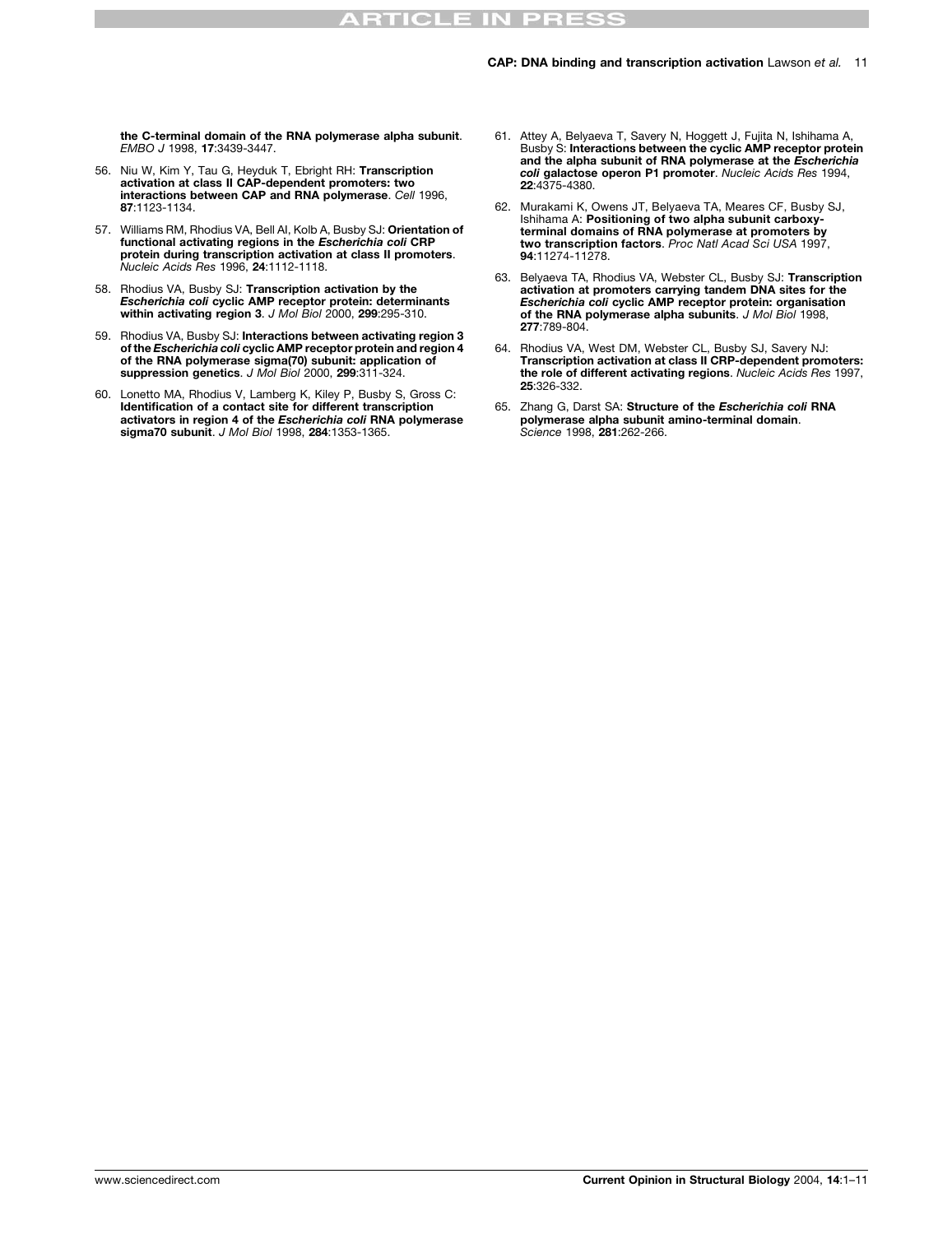**the C-terminal domain of the RNA polymerase alpha subunit**. *EMBO J* 1998, **17**:3439-3447.

56. Niu W, Kim Y, Tau G, Heyduk T, Ebright RH: **Transcription activation at class II CAP-dependent promoters: two interactions between CAP and RNA polymerase**. *Cell* 1996, **87**:1123-1134.

57. Williams RM, Rhodius VA, Bell AI, Kolb A, Busby SJ: **Orientation of functional activating regions in the *Escherichia coli* CRP protein during transcription activation at class II promoters**. *Nucleic Acids Res* 1996, **24**:1112-1118.

58. Rhodius VA, Busby SJ: **Transcription activation by the *Escherichia coli* cyclic AMP receptor protein: determinants within activating region 3**. *J Mol Biol* 2000, **299**:295-310.

59. Rhodius VA, Busby SJ: **Interactions between activating region 3 of the *Escherichia coli* cyclic AMP receptor protein and region 4 of the RNA polymerase sigma(70) subunit: application of suppression genetics**. *J Mol Biol* 2000, **299**:311-324.

60. Lonetto MA, Rhodius V, Lamberg K, Kiley P, Busby S, Gross C: **Identification of a contact site for different transcription activators in region 4 of the *Escherichia coli* RNA polymerase sigma70 subunit**. *J Mol Biol* 1998, **284**:1353-1365.

61. Attey A, Belyaeva T, Savery N, Hoggett J, Fujita N, Ishihama A, Busby S: **Interactions between the cyclic AMP receptor protein and the alpha subunit of RNA polymerase at the *Escherichia coli* galactose operon P1 promoter**. *Nucleic Acids Res* 1994, **22**:4375-4380.

62. Murakami K, Owens JT, Belyaeva TA, Meares CF, Busby SJ, Ishihama A: **Positioning of two alpha subunit carboxy-terminal domains of RNA polymerase at promoters by two transcription factors**. *Proc Natl Acad Sci USA* 1997, **94**:11274-11278.

63. Belyaeva TA, Rhodius VA, Webster CL, Busby SJ: **Transcription activation at promoters carrying tandem DNA sites for the *Escherichia coli* cyclic AMP receptor protein: organisation of the RNA polymerase alpha subunits**. *J Mol Biol* 1998, **277**:789-804.

64. Rhodius VA, West DM, Webster CL, Busby SJ, Savery NJ: **Transcription activation at class II CRP-dependent promoters: the role of different activating regions**. *Nucleic Acids Res* 1997, **25**:326-332.

65. Zhang G, Darst SA: **Structure of the *Escherichia coli* RNA polymerase alpha subunit amino-terminal domain**. *Science* 1998, **281**:262-266.